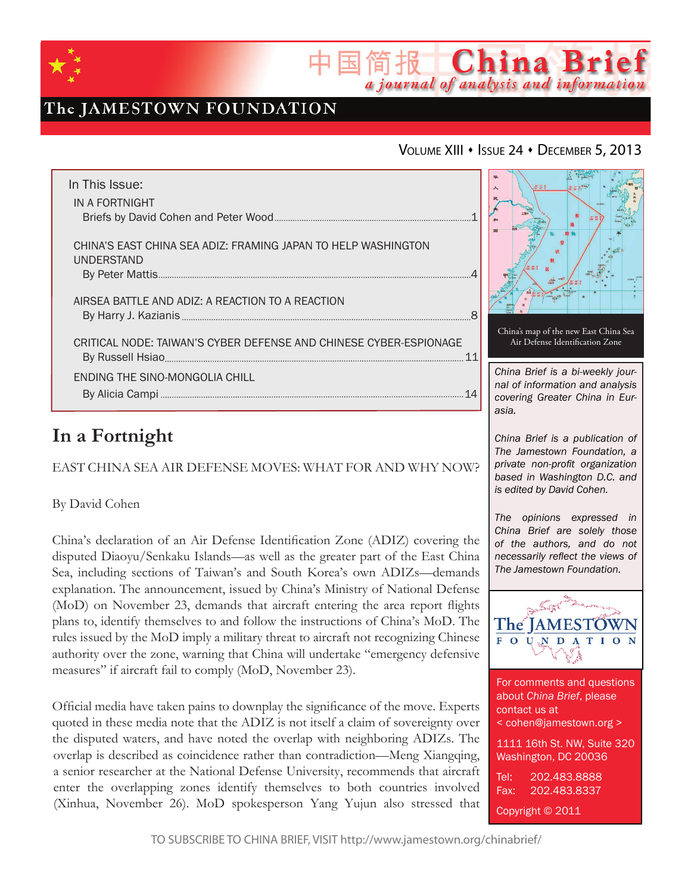# China Brief

中国简报 *a journal of analysis and information*

The JAMESTOWN FOUNDATION

Volume XIII • Issue 24 • December 5, 2013

**In This Issue:**

IN A FORTNIGHT
Briefs by David Cohen and Peter Wood ..... 1

CHINA'S EAST CHINA SEA ADIZ: FRAMING JAPAN TO HELP WASHINGTON UNDERSTAND
By Peter Mattis ..... 4

AIRSEA BATTLE AND ADIZ: A REACTION TO A REACTION
By Harry J. Kazianis ..... 8

CRITICAL NODE: TAIWAN'S CYBER DEFENSE AND CHINESE CYBER-ESPIONAGE
By Russell Hsiao ..... 11

ENDING THE SINO-MONGOLIA CHILL
By Alicia Campi ..... 14

China's map of the new East China Sea Air Defense Identification Zone

*China Brief is a bi-weekly journal of information and analysis covering Greater China in Eurasia.*

*China Brief is a publication of The Jamestown Foundation, a private non-profit organization based in Washington D.C. and is edited by David Cohen.*

*The opinions expressed in China Brief are solely those of the authors, and do not necessarily reflect the views of The Jamestown Foundation.*

For comments and questions about *China Brief*, please contact us at
< cohen@jamestown.org >

1111 16th St. NW, Suite 320
Washington, DC 20036

Tel: 202.483.8888
Fax: 202.483.8337

Copyright © 2011

## In a Fortnight

EAST CHINA SEA AIR DEFENSE MOVES: WHAT FOR AND WHY NOW?

By David Cohen

China's declaration of an Air Defense Identification Zone (ADIZ) covering the disputed Diaoyu/Senkaku Islands—as well as the greater part of the East China Sea, including sections of Taiwan's and South Korea's own ADIZs—demands explanation. The announcement, issued by China's Ministry of National Defense (MoD) on November 23, demands that aircraft entering the area report flights plans to, identify themselves to and follow the instructions of China's MoD. The rules issued by the MoD imply a military threat to aircraft not recognizing Chinese authority over the zone, warning that China will undertake "emergency defensive measures" if aircraft fail to comply (MoD, November 23).

Official media have taken pains to downplay the significance of the move. Experts quoted in these media note that the ADIZ is not itself a claim of sovereignty over the disputed waters, and have noted the overlap with neighboring ADIZs. The overlap is described as coincidence rather than contradiction—Meng Xiangqing, a senior researcher at the National Defense University, recommends that aircraft enter the overlapping zones identify themselves to both countries involved (Xinhua, November 26). MoD spokesperson Yang Yujun also stressed that

TO SUBSCRIBE TO CHINA BRIEF, VISIT http://www.jamestown.org/chinabrief/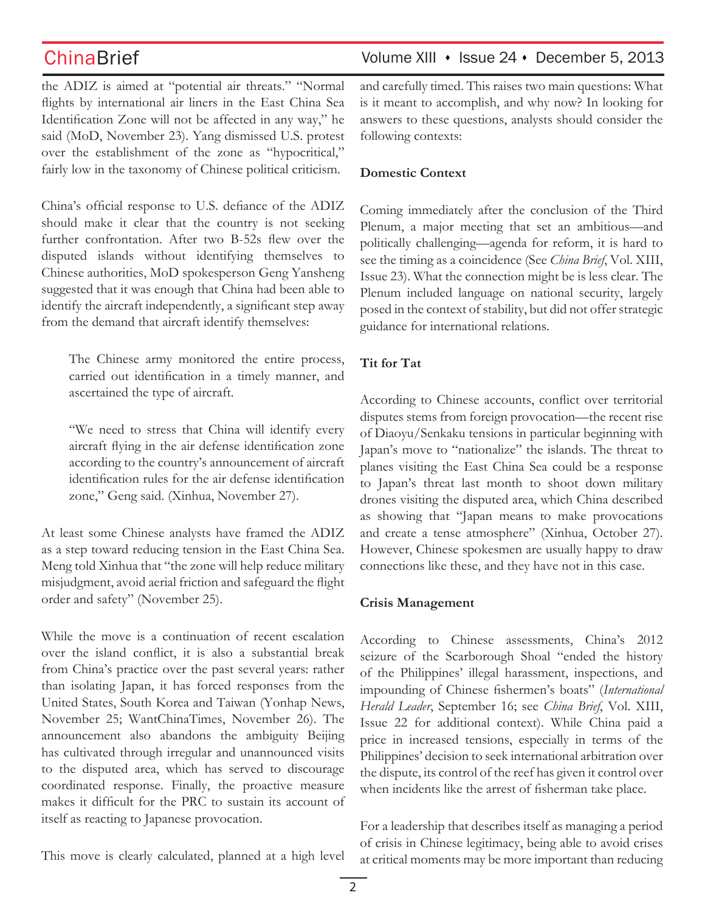the ADIZ is aimed at "potential air threats." "Normal flights by international air liners in the East China Sea Identification Zone will not be affected in any way," he said (MoD, November 23). Yang dismissed U.S. protest over the establishment of the zone as "hypocritical," fairly low in the taxonomy of Chinese political criticism.

China's official response to U.S. defiance of the ADIZ should make it clear that the country is not seeking further confrontation. After two B-52s flew over the disputed islands without identifying themselves to Chinese authorities, MoD spokesperson Geng Yansheng suggested that it was enough that China had been able to identify the aircraft independently, a significant step away from the demand that aircraft identify themselves:

> The Chinese army monitored the entire process, carried out identification in a timely manner, and ascertained the type of aircraft.
>
> "We need to stress that China will identify every aircraft flying in the air defense identification zone according to the country's announcement of aircraft identification rules for the air defense identification zone," Geng said. (Xinhua, November 27).

At least some Chinese analysts have framed the ADIZ as a step toward reducing tension in the East China Sea. Meng told Xinhua that "the zone will help reduce military misjudgment, avoid aerial friction and safeguard the flight order and safety" (November 25).

While the move is a continuation of recent escalation over the island conflict, it is also a substantial break from China's practice over the past several years: rather than isolating Japan, it has forced responses from the United States, South Korea and Taiwan (Yonhap News, November 25; WantChinaTimes, November 26). The announcement also abandons the ambiguity Beijing has cultivated through irregular and unannounced visits to the disputed area, which has served to discourage coordinated response. Finally, the proactive measure makes it difficult for the PRC to sustain its account of itself as reacting to Japanese provocation.

This move is clearly calculated, planned at a high level and carefully timed. This raises two main questions: What is it meant to accomplish, and why now? In looking for answers to these questions, analysts should consider the following contexts:

**Domestic Context**

Coming immediately after the conclusion of the Third Plenum, a major meeting that set an ambitious—and politically challenging—agenda for reform, it is hard to see the timing as a coincidence (See *China Brief*, Vol. XIII, Issue 23). What the connection might be is less clear. The Plenum included language on national security, largely posed in the context of stability, but did not offer strategic guidance for international relations.

**Tit for Tat**

According to Chinese accounts, conflict over territorial disputes stems from foreign provocation—the recent rise of Diaoyu/Senkaku tensions in particular beginning with Japan's move to "nationalize" the islands. The threat to planes visiting the East China Sea could be a response to Japan's threat last month to shoot down military drones visiting the disputed area, which China described as showing that "Japan means to make provocations and create a tense atmosphere" (Xinhua, October 27). However, Chinese spokesmen are usually happy to draw connections like these, and they have not in this case.

**Crisis Management**

According to Chinese assessments, China's 2012 seizure of the Scarborough Shoal "ended the history of the Philippines' illegal harassment, inspections, and impounding of Chinese fishermen's boats" (*International Herald Leader*, September 16; see *China Brief*, Vol. XIII, Issue 22 for additional context). While China paid a price in increased tensions, especially in terms of the Philippines' decision to seek international arbitration over the dispute, its control of the reef has given it control over when incidents like the arrest of fisherman take place.

For a leadership that describes itself as managing a period of crisis in Chinese legitimacy, being able to avoid crises at critical moments may be more important than reducing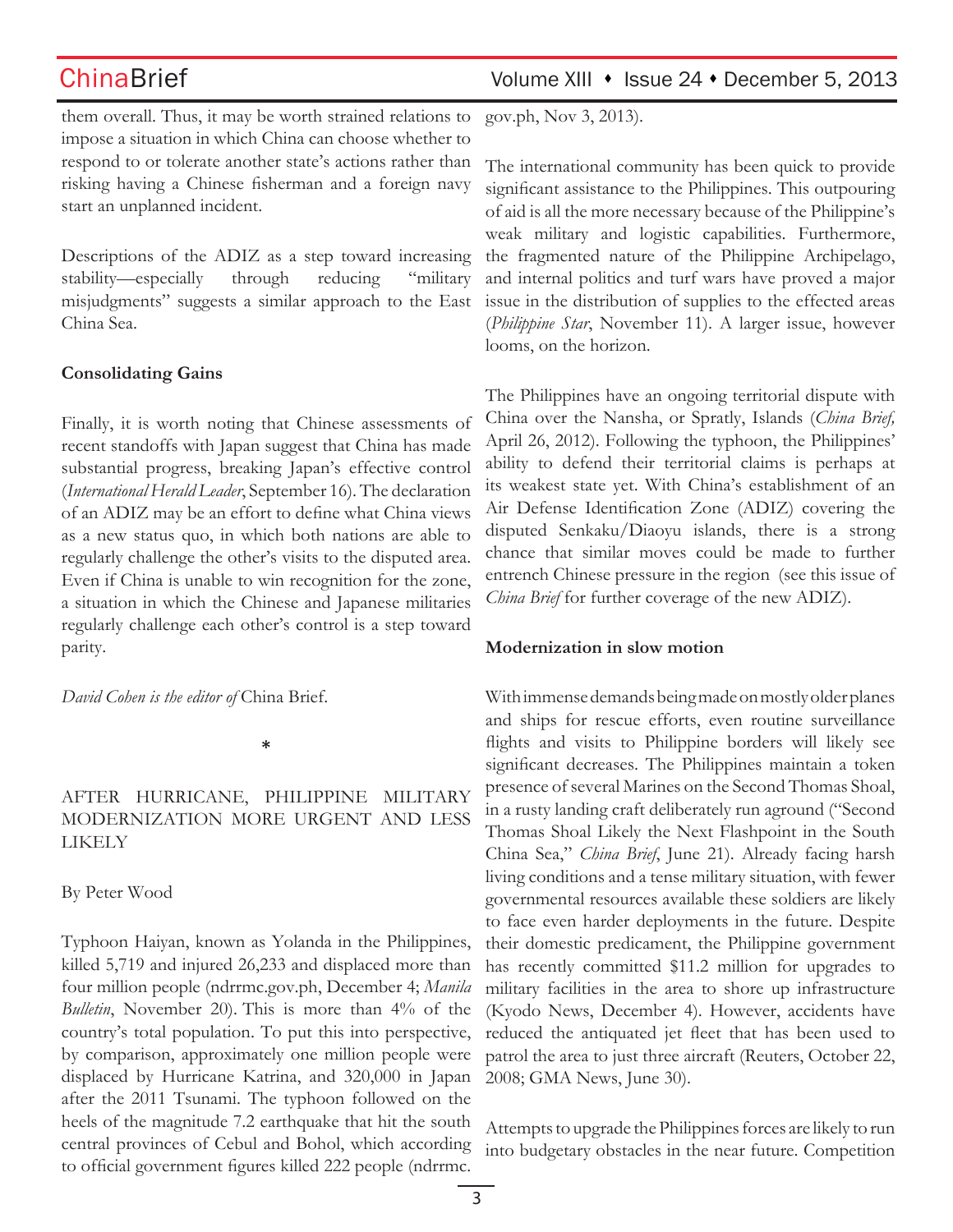them overall. Thus, it may be worth strained relations to impose a situation in which China can choose whether to respond to or tolerate another state's actions rather than risking having a Chinese fisherman and a foreign navy start an unplanned incident.

Descriptions of the ADIZ as a step toward increasing stability—especially through reducing "military misjudgments" suggests a similar approach to the East China Sea.

**Consolidating Gains**

Finally, it is worth noting that Chinese assessments of recent standoffs with Japan suggest that China has made substantial progress, breaking Japan's effective control (*International Herald Leader*, September 16). The declaration of an ADIZ may be an effort to define what China views as a new status quo, in which both nations are able to regularly challenge the other's visits to the disputed area. Even if China is unable to win recognition for the zone, a situation in which the Chinese and Japanese militaries regularly challenge each other's control is a step toward parity.

*David Cohen is the editor of* China Brief.

*

## AFTER HURRICANE, PHILIPPINE MILITARY MODERNIZATION MORE URGENT AND LESS LIKELY

By Peter Wood

Typhoon Haiyan, known as Yolanda in the Philippines, killed 5,719 and injured 26,233 and displaced more than four million people (ndrrmc.gov.ph, December 4; *Manila Bulletin*, November 20). This is more than 4% of the country's total population. To put this into perspective, by comparison, approximately one million people were displaced by Hurricane Katrina, and 320,000 in Japan after the 2011 Tsunami. The typhoon followed on the heels of the magnitude 7.2 earthquake that hit the south central provinces of Cebul and Bohol, which according to official government figures killed 222 people (ndrrmc.gov.ph, Nov 3, 2013).

The international community has been quick to provide significant assistance to the Philippines. This outpouring of aid is all the more necessary because of the Philippine's weak military and logistic capabilities. Furthermore, the fragmented nature of the Philippine Archipelago, and internal politics and turf wars have proved a major issue in the distribution of supplies to the effected areas (*Philippine Star*, November 11). A larger issue, however looms, on the horizon.

The Philippines have an ongoing territorial dispute with China over the Nansha, or Spratly, Islands (*China Brief,* April 26, 2012). Following the typhoon, the Philippines' ability to defend their territorial claims is perhaps at its weakest state yet. With China's establishment of an Air Defense Identification Zone (ADIZ) covering the disputed Senkaku/Diaoyu islands, there is a strong chance that similar moves could be made to further entrench Chinese pressure in the region (see this issue of *China Brief* for further coverage of the new ADIZ).

**Modernization in slow motion**

With immense demands being made on mostly older planes and ships for rescue efforts, even routine surveillance flights and visits to Philippine borders will likely see significant decreases. The Philippines maintain a token presence of several Marines on the Second Thomas Shoal, in a rusty landing craft deliberately run aground ("Second Thomas Shoal Likely the Next Flashpoint in the South China Sea," *China Brief*, June 21). Already facing harsh living conditions and a tense military situation, with fewer governmental resources available these soldiers are likely to face even harder deployments in the future. Despite their domestic predicament, the Philippine government has recently committed $11.2 million for upgrades to military facilities in the area to shore up infrastructure (Kyodo News, December 4). However, accidents have reduced the antiquated jet fleet that has been used to patrol the area to just three aircraft (Reuters, October 22, 2008; GMA News, June 30).

Attempts to upgrade the Philippines forces are likely to run into budgetary obstacles in the near future. Competition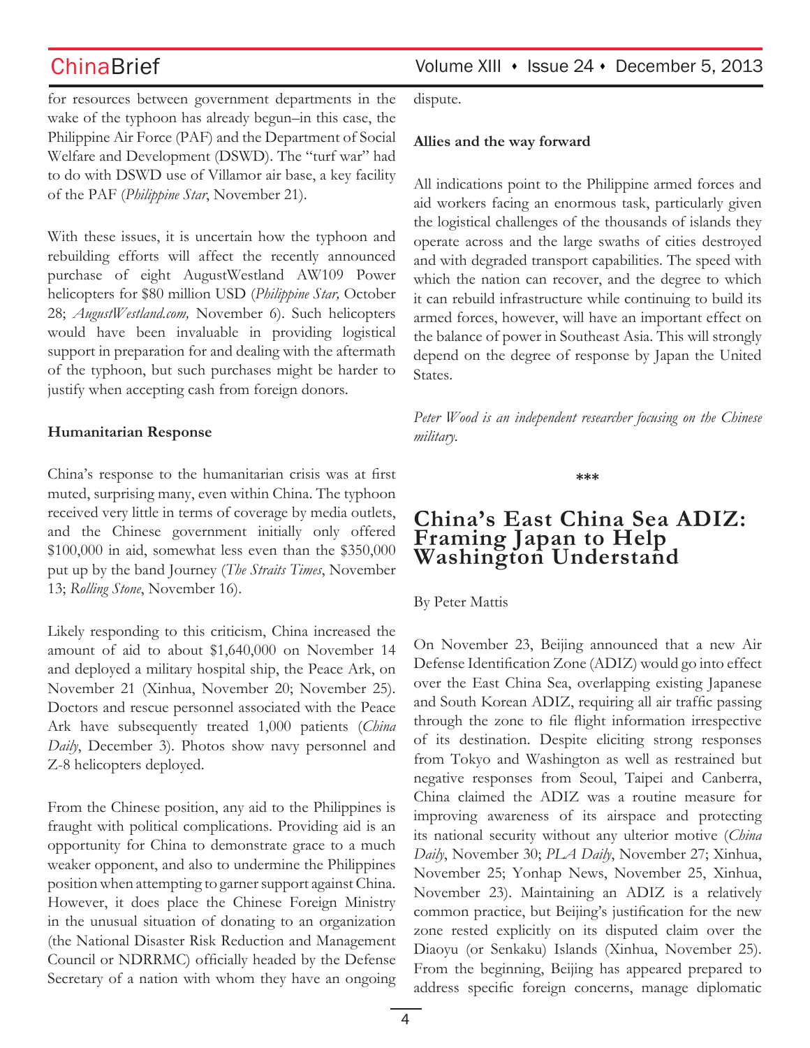for resources between government departments in the wake of the typhoon has already begun–in this case, the Philippine Air Force (PAF) and the Department of Social Welfare and Development (DSWD). The "turf war" had to do with DSWD use of Villamor air base, a key facility of the PAF (*Philippine Star*, November 21).

With these issues, it is uncertain how the typhoon and rebuilding efforts will affect the recently announced purchase of eight AugustWestland AW109 Power helicopters for $80 million USD (*Philippine Star,* October 28; *AugustWestland.com,* November 6). Such helicopters would have been invaluable in providing logistical support in preparation for and dealing with the aftermath of the typhoon, but such purchases might be harder to justify when accepting cash from foreign donors.

**Humanitarian Response**

China's response to the humanitarian crisis was at first muted, surprising many, even within China. The typhoon received very little in terms of coverage by media outlets, and the Chinese government initially only offered $100,000 in aid, somewhat less even than the $350,000 put up by the band Journey (*The Straits Times*, November 13; *Rolling Stone*, November 16).

Likely responding to this criticism, China increased the amount of aid to about $1,640,000 on November 14 and deployed a military hospital ship, the Peace Ark, on November 21 (Xinhua, November 20; November 25). Doctors and rescue personnel associated with the Peace Ark have subsequently treated 1,000 patients (*China Daily*, December 3). Photos show navy personnel and Z-8 helicopters deployed.

From the Chinese position, any aid to the Philippines is fraught with political complications. Providing aid is an opportunity for China to demonstrate grace to a much weaker opponent, and also to undermine the Philippines position when attempting to garner support against China. However, it does place the Chinese Foreign Ministry in the unusual situation of donating to an organization (the National Disaster Risk Reduction and Management Council or NDRRMC) officially headed by the Defense Secretary of a nation with whom they have an ongoing dispute.

**Allies and the way forward**

All indications point to the Philippine armed forces and aid workers facing an enormous task, particularly given the logistical challenges of the thousands of islands they operate across and the large swaths of cities destroyed and with degraded transport capabilities. The speed with which the nation can recover, and the degree to which it can rebuild infrastructure while continuing to build its armed forces, however, will have an important effect on the balance of power in Southeast Asia. This will strongly depend on the degree of response by Japan the United States.

*Peter Wood is an independent researcher focusing on the Chinese military.*

\*\*\*

## China's East China Sea ADIZ: Framing Japan to Help Washington Understand

By Peter Mattis

On November 23, Beijing announced that a new Air Defense Identification Zone (ADIZ) would go into effect over the East China Sea, overlapping existing Japanese and South Korean ADIZ, requiring all air traffic passing through the zone to file flight information irrespective of its destination. Despite eliciting strong responses from Tokyo and Washington as well as restrained but negative responses from Seoul, Taipei and Canberra, China claimed the ADIZ was a routine measure for improving awareness of its airspace and protecting its national security without any ulterior motive (*China Daily*, November 30; *PLA Daily*, November 27; Xinhua, November 25; Yonhap News, November 25, Xinhua, November 23). Maintaining an ADIZ is a relatively common practice, but Beijing's justification for the new zone rested explicitly on its disputed claim over the Diaoyu (or Senkaku) Islands (Xinhua, November 25). From the beginning, Beijing has appeared prepared to address specific foreign concerns, manage diplomatic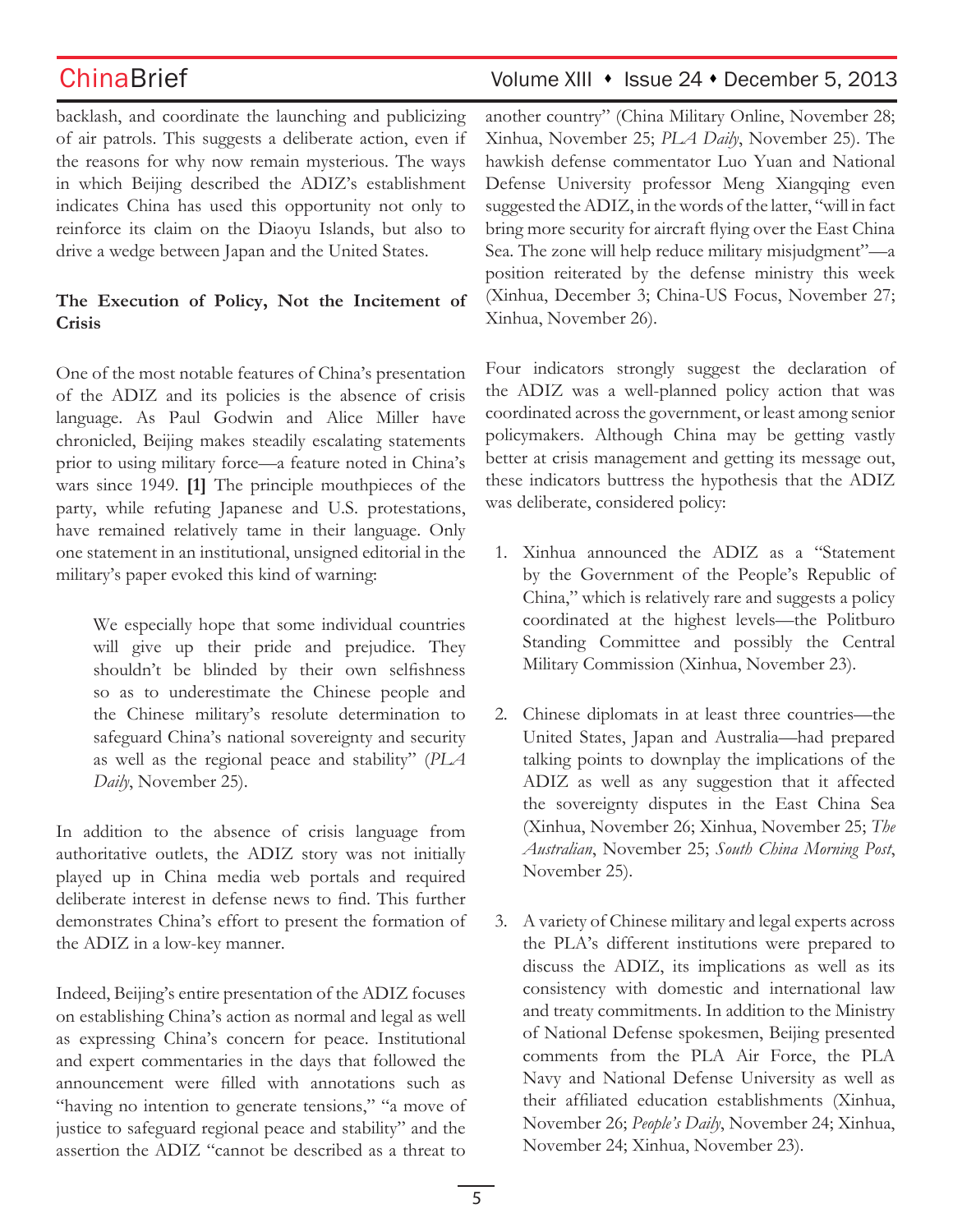backlash, and coordinate the launching and publicizing of air patrols. This suggests a deliberate action, even if the reasons for why now remain mysterious. The ways in which Beijing described the ADIZ's establishment indicates China has used this opportunity not only to reinforce its claim on the Diaoyu Islands, but also to drive a wedge between Japan and the United States.

**The Execution of Policy, Not the Incitement of Crisis**

One of the most notable features of China's presentation of the ADIZ and its policies is the absence of crisis language. As Paul Godwin and Alice Miller have chronicled, Beijing makes steadily escalating statements prior to using military force—a feature noted in China's wars since 1949. **[1]** The principle mouthpieces of the party, while refuting Japanese and U.S. protestations, have remained relatively tame in their language. Only one statement in an institutional, unsigned editorial in the military's paper evoked this kind of warning:

> We especially hope that some individual countries will give up their pride and prejudice. They shouldn't be blinded by their own selfishness so as to underestimate the Chinese people and the Chinese military's resolute determination to safeguard China's national sovereignty and security as well as the regional peace and stability" (*PLA Daily*, November 25).

In addition to the absence of crisis language from authoritative outlets, the ADIZ story was not initially played up in China media web portals and required deliberate interest in defense news to find. This further demonstrates China's effort to present the formation of the ADIZ in a low-key manner.

Indeed, Beijing's entire presentation of the ADIZ focuses on establishing China's action as normal and legal as well as expressing China's concern for peace. Institutional and expert commentaries in the days that followed the announcement were filled with annotations such as "having no intention to generate tensions," "a move of justice to safeguard regional peace and stability" and the assertion the ADIZ "cannot be described as a threat to another country" (China Military Online, November 28; Xinhua, November 25; *PLA Daily*, November 25). The hawkish defense commentator Luo Yuan and National Defense University professor Meng Xiangqing even suggested the ADIZ, in the words of the latter, "will in fact bring more security for aircraft flying over the East China Sea. The zone will help reduce military misjudgment"—a position reiterated by the defense ministry this week (Xinhua, December 3; China-US Focus, November 27; Xinhua, November 26).

Four indicators strongly suggest the declaration of the ADIZ was a well-planned policy action that was coordinated across the government, or least among senior policymakers. Although China may be getting vastly better at crisis management and getting its message out, these indicators buttress the hypothesis that the ADIZ was deliberate, considered policy:

1. Xinhua announced the ADIZ as a "Statement by the Government of the People's Republic of China," which is relatively rare and suggests a policy coordinated at the highest levels—the Politburo Standing Committee and possibly the Central Military Commission (Xinhua, November 23).

2. Chinese diplomats in at least three countries—the United States, Japan and Australia—had prepared talking points to downplay the implications of the ADIZ as well as any suggestion that it affected the sovereignty disputes in the East China Sea (Xinhua, November 26; Xinhua, November 25; *The Australian*, November 25; *South China Morning Post*, November 25).

3. A variety of Chinese military and legal experts across the PLA's different institutions were prepared to discuss the ADIZ, its implications as well as its consistency with domestic and international law and treaty commitments. In addition to the Ministry of National Defense spokesmen, Beijing presented comments from the PLA Air Force, the PLA Navy and National Defense University as well as their affiliated education establishments (Xinhua, November 26; *People's Daily*, November 24; Xinhua, November 24; Xinhua, November 23).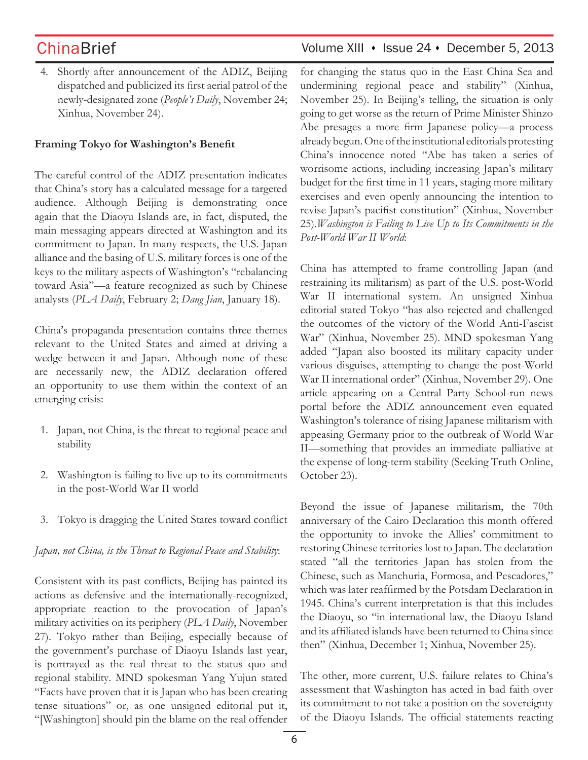4. Shortly after announcement of the ADIZ, Beijing dispatched and publicized its first aerial patrol of the newly-designated zone (*People's Daily*, November 24; Xinhua, November 24).

**Framing Tokyo for Washington's Benefit**

The careful control of the ADIZ presentation indicates that China's story has a calculated message for a targeted audience. Although Beijing is demonstrating once again that the Diaoyu Islands are, in fact, disputed, the main messaging appears directed at Washington and its commitment to Japan. In many respects, the U.S.-Japan alliance and the basing of U.S. military forces is one of the keys to the military aspects of Washington's "rebalancing toward Asia"—a feature recognized as such by Chinese analysts (*PLA Daily*, February 2; *Dang Jian*, January 18).

China's propaganda presentation contains three themes relevant to the United States and aimed at driving a wedge between it and Japan. Although none of these are necessarily new, the ADIZ declaration offered an opportunity to use them within the context of an emerging crisis:

1. Japan, not China, is the threat to regional peace and stability

2. Washington is failing to live up to its commitments in the post-World War II world

3. Tokyo is dragging the United States toward conflict

*Japan, not China, is the Threat to Regional Peace and Stability*:

Consistent with its past conflicts, Beijing has painted its actions as defensive and the internationally-recognized, appropriate reaction to the provocation of Japan's military activities on its periphery (*PLA Daily*, November 27). Tokyo rather than Beijing, especially because of the government's purchase of Diaoyu Islands last year, is portrayed as the real threat to the status quo and regional stability. MND spokesman Yang Yujun stated "Facts have proven that it is Japan who has been creating tense situations" or, as one unsigned editorial put it, "[Washington] should pin the blame on the real offender for changing the status quo in the East China Sea and undermining regional peace and stability" (Xinhua, November 25). In Beijing's telling, the situation is only going to get worse as the return of Prime Minister Shinzo Abe presages a more firm Japanese policy—a process already begun. One of the institutional editorials protesting China's innocence noted "Abe has taken a series of worrisome actions, including increasing Japan's military budget for the first time in 11 years, staging more military exercises and even openly announcing the intention to revise Japan's pacifist constitution" (Xinhua, November 25).

*Washington is Failing to Live Up to Its Commitments in the Post-World War II World*:

China has attempted to frame controlling Japan (and restraining its militarism) as part of the U.S. post-World War II international system. An unsigned Xinhua editorial stated Tokyo "has also rejected and challenged the outcomes of the victory of the World Anti-Fascist War" (Xinhua, November 25). MND spokesman Yang added "Japan also boosted its military capacity under various disguises, attempting to change the post-World War II international order" (Xinhua, November 29). One article appearing on a Central Party School-run news portal before the ADIZ announcement even equated Washington's tolerance of rising Japanese militarism with appeasing Germany prior to the outbreak of World War II—something that provides an immediate palliative at the expense of long-term stability (Seeking Truth Online, October 23).

Beyond the issue of Japanese militarism, the 70th anniversary of the Cairo Declaration this month offered the opportunity to invoke the Allies' commitment to restoring Chinese territories lost to Japan. The declaration stated "all the territories Japan has stolen from the Chinese, such as Manchuria, Formosa, and Pescadores," which was later reaffirmed by the Potsdam Declaration in 1945. China's current interpretation is that this includes the Diaoyu, so "in international law, the Diaoyu Island and its affiliated islands have been returned to China since then" (Xinhua, December 1; Xinhua, November 25).

The other, more current, U.S. failure relates to China's assessment that Washington has acted in bad faith over its commitment to not take a position on the sovereignty of the Diaoyu Islands. The official statements reacting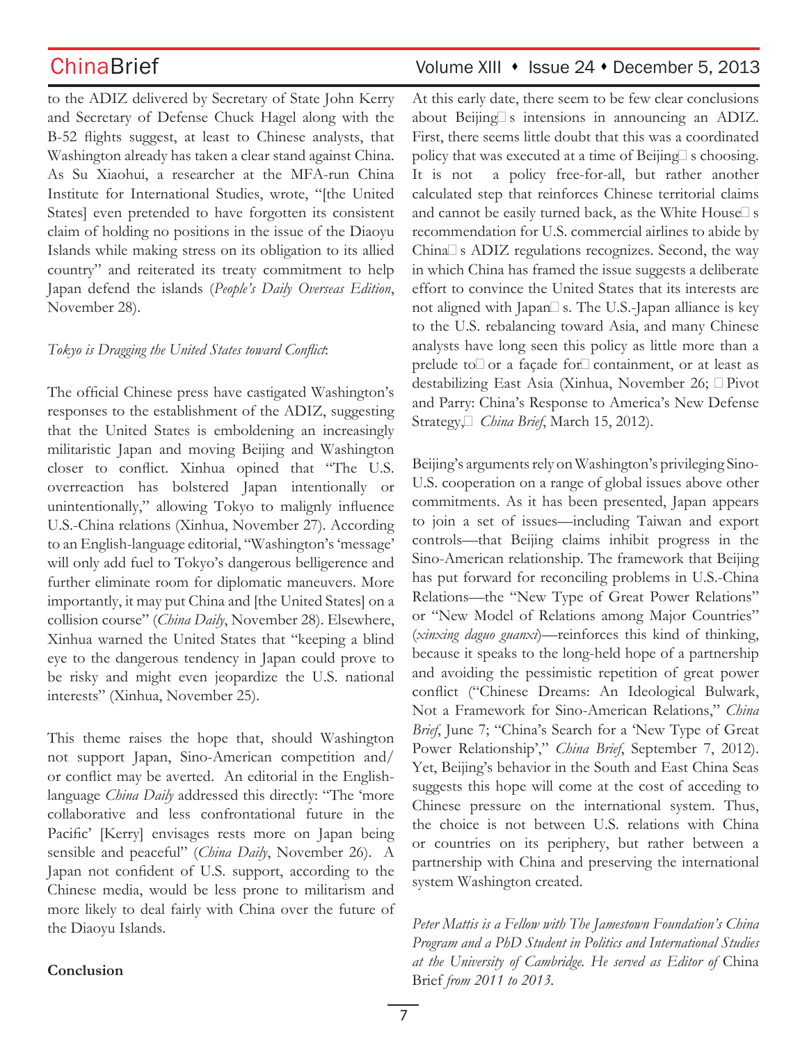to the ADIZ delivered by Secretary of State John Kerry and Secretary of Defense Chuck Hagel along with the B-52 flights suggest, at least to Chinese analysts, that Washington already has taken a clear stand against China. As Su Xiaohui, a researcher at the MFA-run China Institute for International Studies, wrote, "[the United States] even pretended to have forgotten its consistent claim of holding no positions in the issue of the Diaoyu Islands while making stress on its obligation to its allied country" and reiterated its treaty commitment to help Japan defend the islands (*People's Daily Overseas Edition*, November 28).

*Tokyo is Dragging the United States toward Conflict*:

The official Chinese press have castigated Washington's responses to the establishment of the ADIZ, suggesting that the United States is emboldening an increasingly militaristic Japan and moving Beijing and Washington closer to conflict. Xinhua opined that "The U.S. overreaction has bolstered Japan intentionally or unintentionally," allowing Tokyo to malignly influence U.S.-China relations (Xinhua, November 27). According to an English-language editorial, "Washington's 'message' will only add fuel to Tokyo's dangerous belligerence and further eliminate room for diplomatic maneuvers. More importantly, it may put China and [the United States] on a collision course" (*China Daily*, November 28). Elsewhere, Xinhua warned the United States that "keeping a blind eye to the dangerous tendency in Japan could prove to be risky and might even jeopardize the U.S. national interests" (Xinhua, November 25).

This theme raises the hope that, should Washington not support Japan, Sino-American competition and/or conflict may be averted. An editorial in the English-language *China Daily* addressed this directly: "The 'more collaborative and less confrontational future in the Pacific' [Kerry] envisages rests more on Japan being sensible and peaceful" (*China Daily*, November 26). A Japan not confident of U.S. support, according to the Chinese media, would be less prone to militarism and more likely to deal fairly with China over the future of the Diaoyu Islands.

**Conclusion**

At this early date, there seem to be few clear conclusions about Beijing's intensions in announcing an ADIZ. First, there seems little doubt that this was a coordinated policy that was executed at a time of Beijing's choosing. It is not a policy free-for-all, but rather another calculated step that reinforces Chinese territorial claims and cannot be easily turned back, as the White House's recommendation for U.S. commercial airlines to abide by China's ADIZ regulations recognizes. Second, the way in which China has framed the issue suggests a deliberate effort to convince the United States that its interests are not aligned with Japan's. The U.S.-Japan alliance is key to the U.S. rebalancing toward Asia, and many Chinese analysts have long seen this policy as little more than a prelude to or a façade for containment, or at least as destabilizing East Asia (Xinhua, November 26; "Pivot and Parry: China's Response to America's New Defense Strategy," *China Brief*, March 15, 2012).

Beijing's arguments rely on Washington's privileging Sino-U.S. cooperation on a range of global issues above other commitments. As it has been presented, Japan appears to join a set of issues—including Taiwan and export controls—that Beijing claims inhibit progress in the Sino-American relationship. The framework that Beijing has put forward for reconciling problems in U.S.-China Relations—the "New Type of Great Power Relations" or "New Model of Relations among Major Countries" (*xinxing daguo guanxi*)—reinforces this kind of thinking, because it speaks to the long-held hope of a partnership and avoiding the pessimistic repetition of great power conflict ("Chinese Dreams: An Ideological Bulwark, Not a Framework for Sino-American Relations," *China Brief*, June 7; "China's Search for a 'New Type of Great Power Relationship'," *China Brief*, September 7, 2012). Yet, Beijing's behavior in the South and East China Seas suggests this hope will come at the cost of acceding to Chinese pressure on the international system. Thus, the choice is not between U.S. relations with China or countries on its periphery, but rather between a partnership with China and preserving the international system Washington created.

*Peter Mattis is a Fellow with The Jamestown Foundation's China Program and a PhD Student in Politics and International Studies at the University of Cambridge. He served as Editor of* China Brief *from 2011 to 2013.*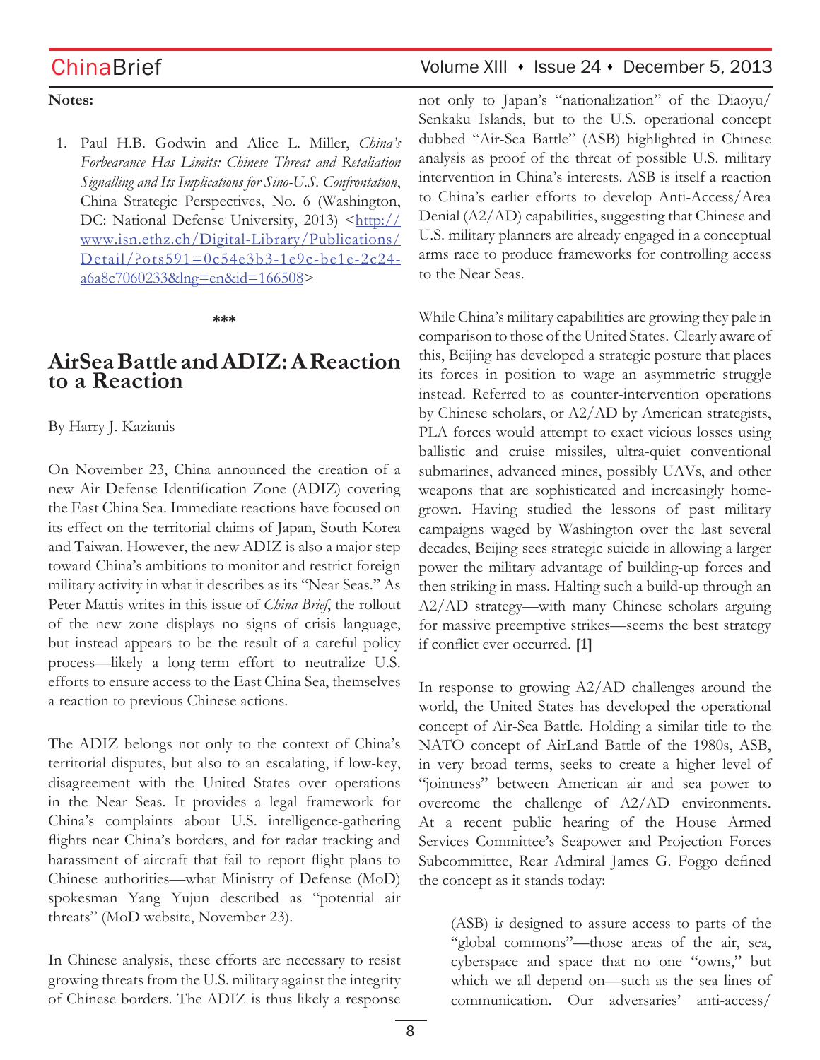**Notes:**

1. Paul H.B. Godwin and Alice L. Miller, *China's Forbearance Has Limits: Chinese Threat and Retaliation Signalling and Its Implications for Sino-U.S. Confrontation*, China Strategic Perspectives, No. 6 (Washington, DC: National Defense University, 2013) <http://www.isn.ethz.ch/Digital-Library/Publications/Detail/?ots591=0c54e3b3-1e9c-be1e-2c24-a6a8c7060233&lng=en&id=166508>

***

# AirSea Battle and ADIZ: A Reaction to a Reaction

By Harry J. Kazianis

On November 23, China announced the creation of a new Air Defense Identification Zone (ADIZ) covering the East China Sea. Immediate reactions have focused on its effect on the territorial claims of Japan, South Korea and Taiwan. However, the new ADIZ is also a major step toward China's ambitions to monitor and restrict foreign military activity in what it describes as its "Near Seas." As Peter Mattis writes in this issue of *China Brief*, the rollout of the new zone displays no signs of crisis language, but instead appears to be the result of a careful policy process—likely a long-term effort to neutralize U.S. efforts to ensure access to the East China Sea, themselves a reaction to previous Chinese actions.

The ADIZ belongs not only to the context of China's territorial disputes, but also to an escalating, if low-key, disagreement with the United States over operations in the Near Seas. It provides a legal framework for China's complaints about U.S. intelligence-gathering flights near China's borders, and for radar tracking and harassment of aircraft that fail to report flight plans to Chinese authorities—what Ministry of Defense (MoD) spokesman Yang Yujun described as "potential air threats" (MoD website, November 23).

In Chinese analysis, these efforts are necessary to resist growing threats from the U.S. military against the integrity of Chinese borders. The ADIZ is thus likely a response not only to Japan's "nationalization" of the Diaoyu/Senkaku Islands, but to the U.S. operational concept dubbed "Air-Sea Battle" (ASB) highlighted in Chinese analysis as proof of the threat of possible U.S. military intervention in China's interests. ASB is itself a reaction to China's earlier efforts to develop Anti-Access/Area Denial (A2/AD) capabilities, suggesting that Chinese and U.S. military planners are already engaged in a conceptual arms race to produce frameworks for controlling access to the Near Seas.

While China's military capabilities are growing they pale in comparison to those of the United States. Clearly aware of this, Beijing has developed a strategic posture that places its forces in position to wage an asymmetric struggle instead. Referred to as counter-intervention operations by Chinese scholars, or A2/AD by American strategists, PLA forces would attempt to exact vicious losses using ballistic and cruise missiles, ultra-quiet conventional submarines, advanced mines, possibly UAVs, and other weapons that are sophisticated and increasingly home-grown. Having studied the lessons of past military campaigns waged by Washington over the last several decades, Beijing sees strategic suicide in allowing a larger power the military advantage of building-up forces and then striking in mass. Halting such a build-up through an A2/AD strategy—with many Chinese scholars arguing for massive preemptive strikes—seems the best strategy if conflict ever occurred. **[1]**

In response to growing A2/AD challenges around the world, the United States has developed the operational concept of Air-Sea Battle. Holding a similar title to the NATO concept of AirLand Battle of the 1980s, ASB, in very broad terms, seeks to create a higher level of "jointness" between American air and sea power to overcome the challenge of A2/AD environments. At a recent public hearing of the House Armed Services Committee's Seapower and Projection Forces Subcommittee, Rear Admiral James G. Foggo defined the concept as it stands today:

> (ASB) i*s* designed to assure access to parts of the "global commons"—those areas of the air, sea, cyberspace and space that no one "owns," but which we all depend on—such as the sea lines of communication. Our adversaries' anti-access/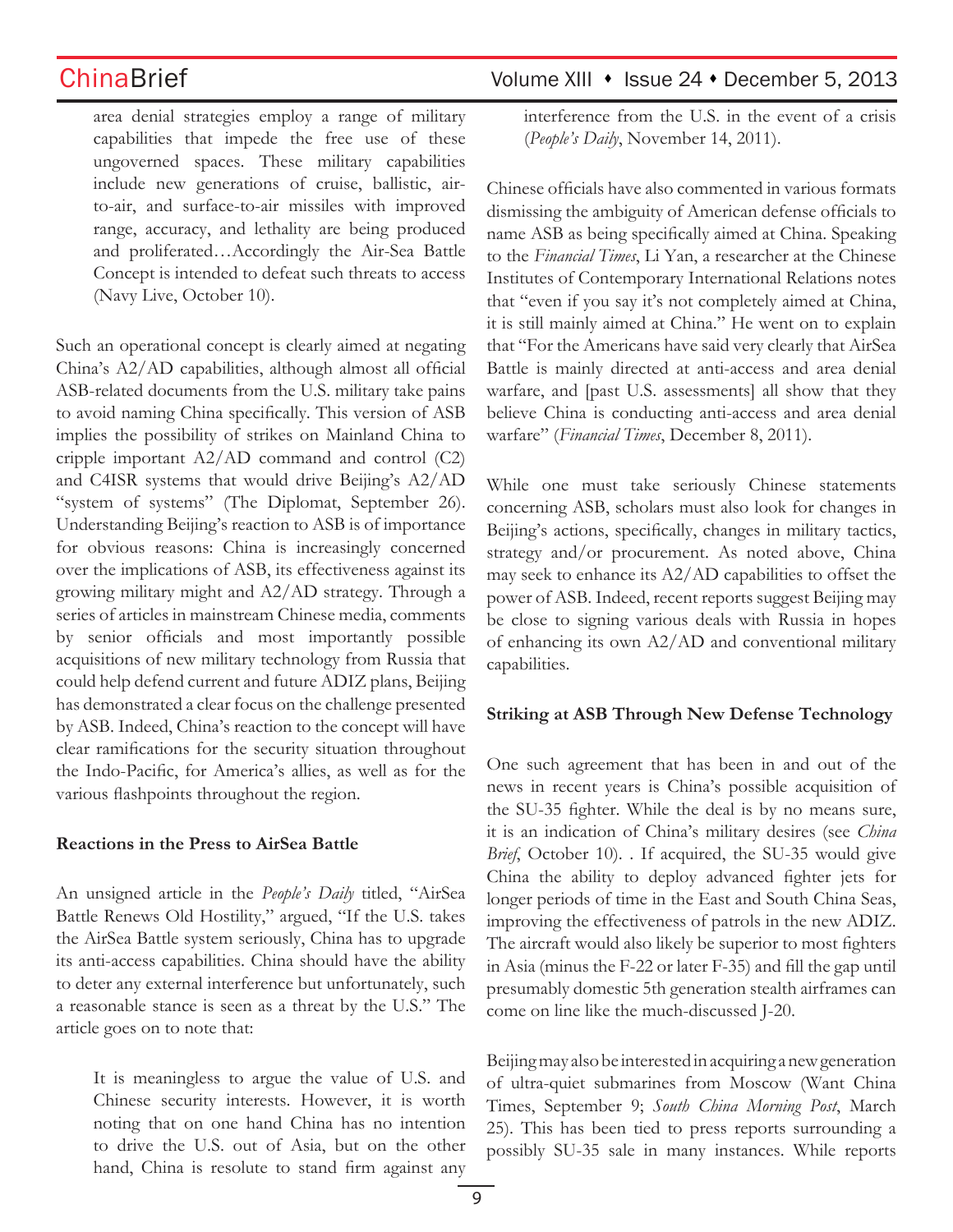area denial strategies employ a range of military capabilities that impede the free use of these ungoverned spaces. These military capabilities include new generations of cruise, ballistic, air-to-air, and surface-to-air missiles with improved range, accuracy, and lethality are being produced and proliferated…Accordingly the Air-Sea Battle Concept is intended to defeat such threats to access (Navy Live, October 10).

Such an operational concept is clearly aimed at negating China's A2/AD capabilities, although almost all official ASB-related documents from the U.S. military take pains to avoid naming China specifically. This version of ASB implies the possibility of strikes on Mainland China to cripple important A2/AD command and control (C2) and C4ISR systems that would drive Beijing's A2/AD "system of systems" (The Diplomat, September 26). Understanding Beijing's reaction to ASB is of importance for obvious reasons: China is increasingly concerned over the implications of ASB, its effectiveness against its growing military might and A2/AD strategy. Through a series of articles in mainstream Chinese media, comments by senior officials and most importantly possible acquisitions of new military technology from Russia that could help defend current and future ADIZ plans, Beijing has demonstrated a clear focus on the challenge presented by ASB. Indeed, China's reaction to the concept will have clear ramifications for the security situation throughout the Indo-Pacific, for America's allies, as well as for the various flashpoints throughout the region.

**Reactions in the Press to AirSea Battle**

An unsigned article in the *People's Daily* titled, "AirSea Battle Renews Old Hostility," argued, "If the U.S. takes the AirSea Battle system seriously, China has to upgrade its anti-access capabilities. China should have the ability to deter any external interference but unfortunately, such a reasonable stance is seen as a threat by the U.S." The article goes on to note that:

> It is meaningless to argue the value of U.S. and Chinese security interests. However, it is worth noting that on one hand China has no intention to drive the U.S. out of Asia, but on the other hand, China is resolute to stand firm against any interference from the U.S. in the event of a crisis (*People's Daily*, November 14, 2011).

Chinese officials have also commented in various formats dismissing the ambiguity of American defense officials to name ASB as being specifically aimed at China. Speaking to the *Financial Times*, Li Yan, a researcher at the Chinese Institutes of Contemporary International Relations notes that "even if you say it's not completely aimed at China, it is still mainly aimed at China." He went on to explain that "For the Americans have said very clearly that AirSea Battle is mainly directed at anti-access and area denial warfare, and [past U.S. assessments] all show that they believe China is conducting anti-access and area denial warfare" (*Financial Times*, December 8, 2011).

While one must take seriously Chinese statements concerning ASB, scholars must also look for changes in Beijing's actions, specifically, changes in military tactics, strategy and/or procurement. As noted above, China may seek to enhance its A2/AD capabilities to offset the power of ASB. Indeed, recent reports suggest Beijing may be close to signing various deals with Russia in hopes of enhancing its own A2/AD and conventional military capabilities.

**Striking at ASB Through New Defense Technology**

One such agreement that has been in and out of the news in recent years is China's possible acquisition of the SU-35 fighter. While the deal is by no means sure, it is an indication of China's military desires (see *China Brief*, October 10). . If acquired, the SU-35 would give China the ability to deploy advanced fighter jets for longer periods of time in the East and South China Seas, improving the effectiveness of patrols in the new ADIZ. The aircraft would also likely be superior to most fighters in Asia (minus the F-22 or later F-35) and fill the gap until presumably domestic 5th generation stealth airframes can come on line like the much-discussed J-20.

Beijing may also be interested in acquiring a new generation of ultra-quiet submarines from Moscow (Want China Times, September 9; *South China Morning Post*, March 25). This has been tied to press reports surrounding a possibly SU-35 sale in many instances. While reports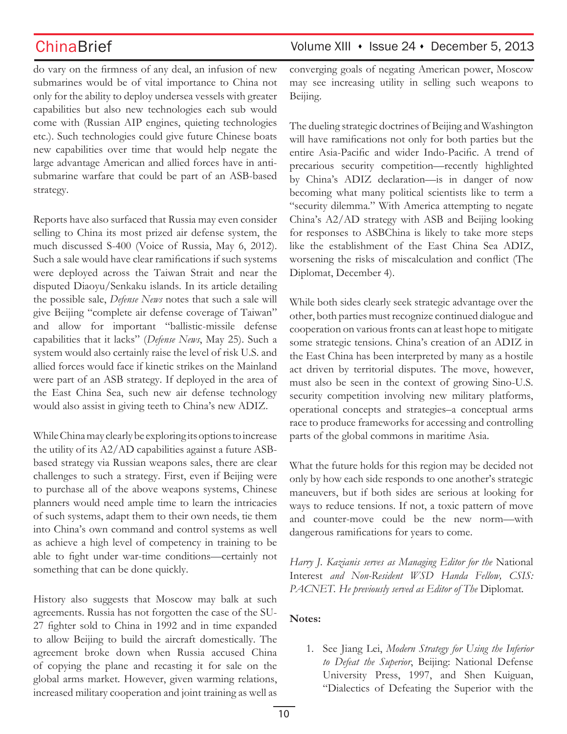do vary on the firmness of any deal, an infusion of new submarines would be of vital importance to China not only for the ability to deploy undersea vessels with greater capabilities but also new technologies each sub would come with (Russian AIP engines, quieting technologies etc.). Such technologies could give future Chinese boats new capabilities over time that would help negate the large advantage American and allied forces have in anti-submarine warfare that could be part of an ASB-based strategy.

Reports have also surfaced that Russia may even consider selling to China its most prized air defense system, the much discussed S-400 (Voice of Russia, May 6, 2012). Such a sale would have clear ramifications if such systems were deployed across the Taiwan Strait and near the disputed Diaoyu/Senkaku islands. In its article detailing the possible sale, *Defense News* notes that such a sale will give Beijing "complete air defense coverage of Taiwan" and allow for important "ballistic-missile defense capabilities that it lacks" (*Defense News*, May 25). Such a system would also certainly raise the level of risk U.S. and allied forces would face if kinetic strikes on the Mainland were part of an ASB strategy. If deployed in the area of the East China Sea, such new air defense technology would also assist in giving teeth to China's new ADIZ.

While China may clearly be exploring its options to increase the utility of its A2/AD capabilities against a future ASB-based strategy via Russian weapons sales, there are clear challenges to such a strategy. First, even if Beijing were to purchase all of the above weapons systems, Chinese planners would need ample time to learn the intricacies of such systems, adapt them to their own needs, tie them into China's own command and control systems as well as achieve a high level of competency in training to be able to fight under war-time conditions—certainly not something that can be done quickly.

History also suggests that Moscow may balk at such agreements. Russia has not forgotten the case of the SU-27 fighter sold to China in 1992 and in time expanded to allow Beijing to build the aircraft domestically. The agreement broke down when Russia accused China of copying the plane and recasting it for sale on the global arms market. However, given warming relations, increased military cooperation and joint training as well as converging goals of negating American power, Moscow may see increasing utility in selling such weapons to Beijing.

The dueling strategic doctrines of Beijing and Washington will have ramifications not only for both parties but the entire Asia-Pacific and wider Indo-Pacific. A trend of precarious security competition—recently highlighted by China's ADIZ declaration—is in danger of now becoming what many political scientists like to term a "security dilemma." With America attempting to negate China's A2/AD strategy with ASB and Beijing looking for responses to ASBChina is likely to take more steps like the establishment of the East China Sea ADIZ, worsening the risks of miscalculation and conflict (The Diplomat, December 4).

While both sides clearly seek strategic advantage over the other, both parties must recognize continued dialogue and cooperation on various fronts can at least hope to mitigate some strategic tensions. China's creation of an ADIZ in the East China has been interpreted by many as a hostile act driven by territorial disputes. The move, however, must also be seen in the context of growing Sino-U.S. security competition involving new military platforms, operational concepts and strategies–a conceptual arms race to produce frameworks for accessing and controlling parts of the global commons in maritime Asia.

What the future holds for this region may be decided not only by how each side responds to one another's strategic maneuvers, but if both sides are serious at looking for ways to reduce tensions. If not, a toxic pattern of move and counter-move could be the new norm—with dangerous ramifications for years to come.

*Harry J. Kazianis serves as Managing Editor for the* National Interest *and Non-Resident WSD Handa Fellow, CSIS: PACNET. He previously served as Editor of The* Diplomat.

**Notes:**

1. See Jiang Lei, *Modern Strategy for Using the Inferior to Defeat the Superior*, Beijing: National Defense University Press, 1997, and Shen Kuiguan, "Dialectics of Defeating the Superior with the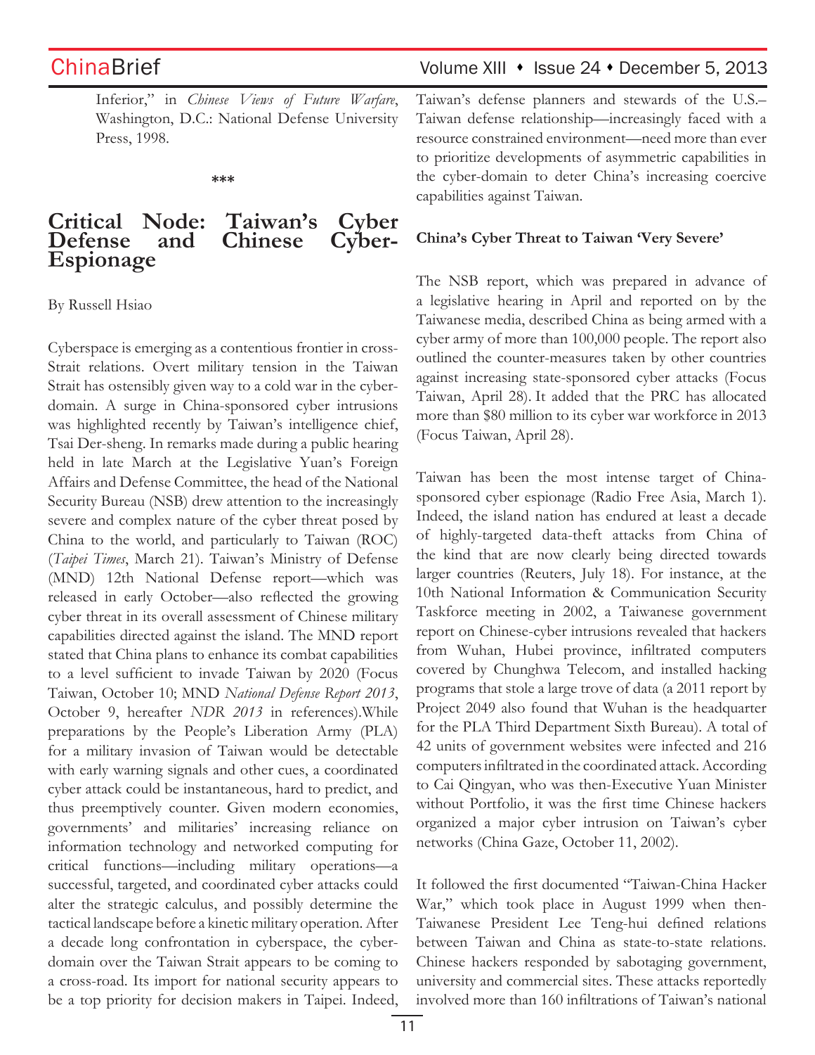Inferior," in *Chinese Views of Future Warfare*, Washington, D.C.: National Defense University Press, 1998.

***

# Critical Node: Taiwan's Cyber Defense and Chinese Cyber-Espionage

By Russell Hsiao

Cyberspace is emerging as a contentious frontier in cross-Strait relations. Overt military tension in the Taiwan Strait has ostensibly given way to a cold war in the cyber-domain. A surge in China-sponsored cyber intrusions was highlighted recently by Taiwan's intelligence chief, Tsai Der-sheng. In remarks made during a public hearing held in late March at the Legislative Yuan's Foreign Affairs and Defense Committee, the head of the National Security Bureau (NSB) drew attention to the increasingly severe and complex nature of the cyber threat posed by China to the world, and particularly to Taiwan (ROC) (*Taipei Times*, March 21). Taiwan's Ministry of Defense (MND) 12th National Defense report—which was released in early October—also reflected the growing cyber threat in its overall assessment of Chinese military capabilities directed against the island. The MND report stated that China plans to enhance its combat capabilities to a level sufficient to invade Taiwan by 2020 (Focus Taiwan, October 10; MND *National Defense Report 2013*, October 9, hereafter *NDR 2013* in references).While preparations by the People's Liberation Army (PLA) for a military invasion of Taiwan would be detectable with early warning signals and other cues, a coordinated cyber attack could be instantaneous, hard to predict, and thus preemptively counter. Given modern economies, governments' and militaries' increasing reliance on information technology and networked computing for critical functions—including military operations—a successful, targeted, and coordinated cyber attacks could alter the strategic calculus, and possibly determine the tactical landscape before a kinetic military operation. After a decade long confrontation in cyberspace, the cyber-domain over the Taiwan Strait appears to be coming to a cross-road. Its import for national security appears to be a top priority for decision makers in Taipei. Indeed, Taiwan's defense planners and stewards of the U.S.–Taiwan defense relationship—increasingly faced with a resource constrained environment—need more than ever to prioritize developments of asymmetric capabilities in the cyber-domain to deter China's increasing coercive capabilities against Taiwan.

**China's Cyber Threat to Taiwan 'Very Severe'**

The NSB report, which was prepared in advance of a legislative hearing in April and reported on by the Taiwanese media, described China as being armed with a cyber army of more than 100,000 people. The report also outlined the counter-measures taken by other countries against increasing state-sponsored cyber attacks (Focus Taiwan, April 28). It added that the PRC has allocated more than $80 million to its cyber war workforce in 2013 (Focus Taiwan, April 28).

Taiwan has been the most intense target of China-sponsored cyber espionage (Radio Free Asia, March 1). Indeed, the island nation has endured at least a decade of highly-targeted data-theft attacks from China of the kind that are now clearly being directed towards larger countries (Reuters, July 18). For instance, at the 10th National Information & Communication Security Taskforce meeting in 2002, a Taiwanese government report on Chinese-cyber intrusions revealed that hackers from Wuhan, Hubei province, infiltrated computers covered by Chunghwa Telecom, and installed hacking programs that stole a large trove of data (a 2011 report by Project 2049 also found that Wuhan is the headquarter for the PLA Third Department Sixth Bureau). A total of 42 units of government websites were infected and 216 computers infiltrated in the coordinated attack. According to Cai Qingyan, who was then-Executive Yuan Minister without Portfolio, it was the first time Chinese hackers organized a major cyber intrusion on Taiwan's cyber networks (China Gaze, October 11, 2002).

It followed the first documented "Taiwan-China Hacker War," which took place in August 1999 when then-Taiwanese President Lee Teng-hui defined relations between Taiwan and China as state-to-state relations. Chinese hackers responded by sabotaging government, university and commercial sites. These attacks reportedly involved more than 160 infiltrations of Taiwan's national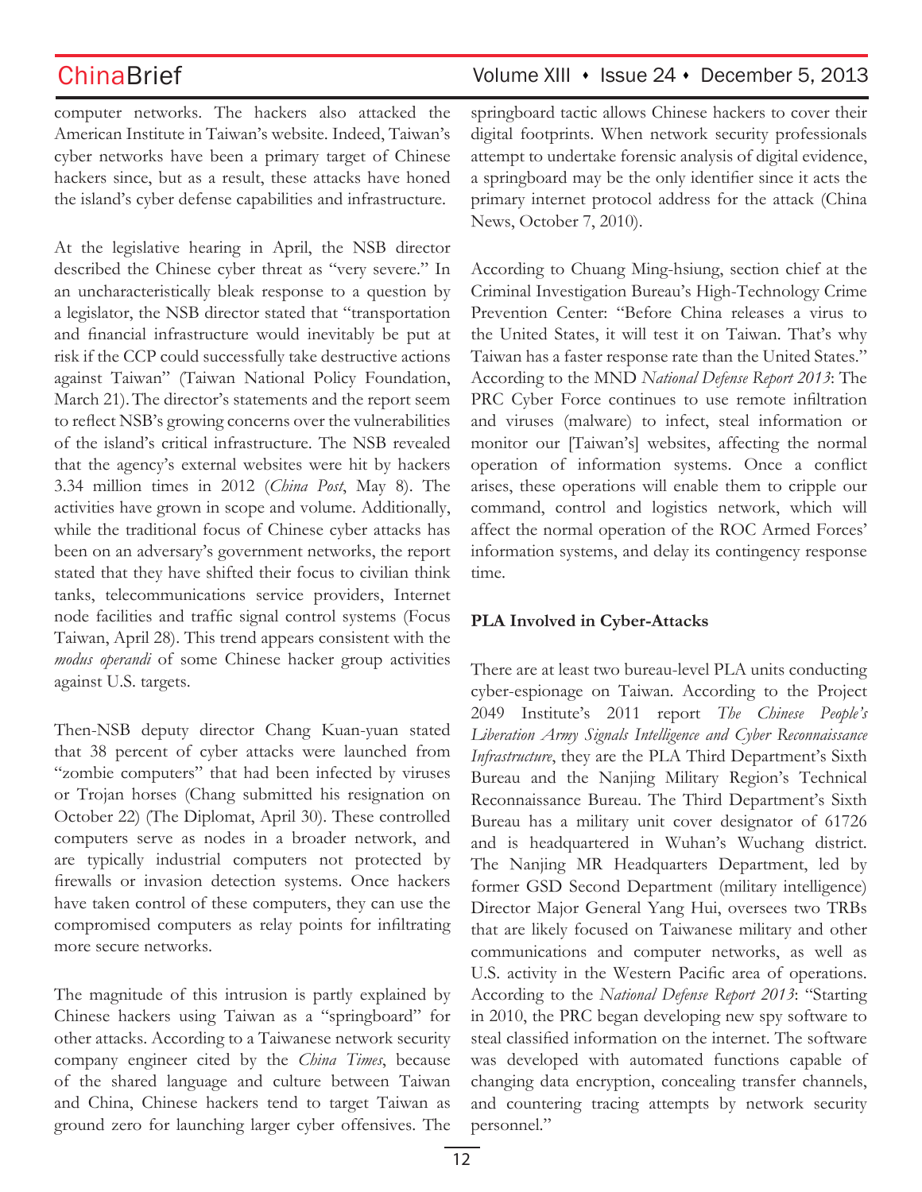computer networks. The hackers also attacked the American Institute in Taiwan's website. Indeed, Taiwan's cyber networks have been a primary target of Chinese hackers since, but as a result, these attacks have honed the island's cyber defense capabilities and infrastructure.

At the legislative hearing in April, the NSB director described the Chinese cyber threat as "very severe." In an uncharacteristically bleak response to a question by a legislator, the NSB director stated that "transportation and financial infrastructure would inevitably be put at risk if the CCP could successfully take destructive actions against Taiwan" (Taiwan National Policy Foundation, March 21). The director's statements and the report seem to reflect NSB's growing concerns over the vulnerabilities of the island's critical infrastructure. The NSB revealed that the agency's external websites were hit by hackers 3.34 million times in 2012 (*China Post*, May 8). The activities have grown in scope and volume. Additionally, while the traditional focus of Chinese cyber attacks has been on an adversary's government networks, the report stated that they have shifted their focus to civilian think tanks, telecommunications service providers, Internet node facilities and traffic signal control systems (Focus Taiwan, April 28). This trend appears consistent with the *modus operandi* of some Chinese hacker group activities against U.S. targets.

Then-NSB deputy director Chang Kuan-yuan stated that 38 percent of cyber attacks were launched from "zombie computers" that had been infected by viruses or Trojan horses (Chang submitted his resignation on October 22) (The Diplomat, April 30). These controlled computers serve as nodes in a broader network, and are typically industrial computers not protected by firewalls or invasion detection systems. Once hackers have taken control of these computers, they can use the compromised computers as relay points for infiltrating more secure networks.

The magnitude of this intrusion is partly explained by Chinese hackers using Taiwan as a "springboard" for other attacks. According to a Taiwanese network security company engineer cited by the *China Times*, because of the shared language and culture between Taiwan and China, Chinese hackers tend to target Taiwan as ground zero for launching larger cyber offensives. The springboard tactic allows Chinese hackers to cover their digital footprints. When network security professionals attempt to undertake forensic analysis of digital evidence, a springboard may be the only identifier since it acts the primary internet protocol address for the attack (China News, October 7, 2010).

According to Chuang Ming-hsiung, section chief at the Criminal Investigation Bureau's High-Technology Crime Prevention Center: "Before China releases a virus to the United States, it will test it on Taiwan. That's why Taiwan has a faster response rate than the United States." According to the MND *National Defense Report 2013*: The PRC Cyber Force continues to use remote infiltration and viruses (malware) to infect, steal information or monitor our [Taiwan's] websites, affecting the normal operation of information systems. Once a conflict arises, these operations will enable them to cripple our command, control and logistics network, which will affect the normal operation of the ROC Armed Forces' information systems, and delay its contingency response time.

**PLA Involved in Cyber-Attacks**

There are at least two bureau-level PLA units conducting cyber-espionage on Taiwan. According to the Project 2049 Institute's 2011 report *The Chinese People's Liberation Army Signals Intelligence and Cyber Reconnaissance Infrastructure*, they are the PLA Third Department's Sixth Bureau and the Nanjing Military Region's Technical Reconnaissance Bureau. The Third Department's Sixth Bureau has a military unit cover designator of 61726 and is headquartered in Wuhan's Wuchang district. The Nanjing MR Headquarters Department, led by former GSD Second Department (military intelligence) Director Major General Yang Hui, oversees two TRBs that are likely focused on Taiwanese military and other communications and computer networks, as well as U.S. activity in the Western Pacific area of operations. According to the *National Defense Report 2013*: "Starting in 2010, the PRC began developing new spy software to steal classified information on the internet. The software was developed with automated functions capable of changing data encryption, concealing transfer channels, and countering tracing attempts by network security personnel."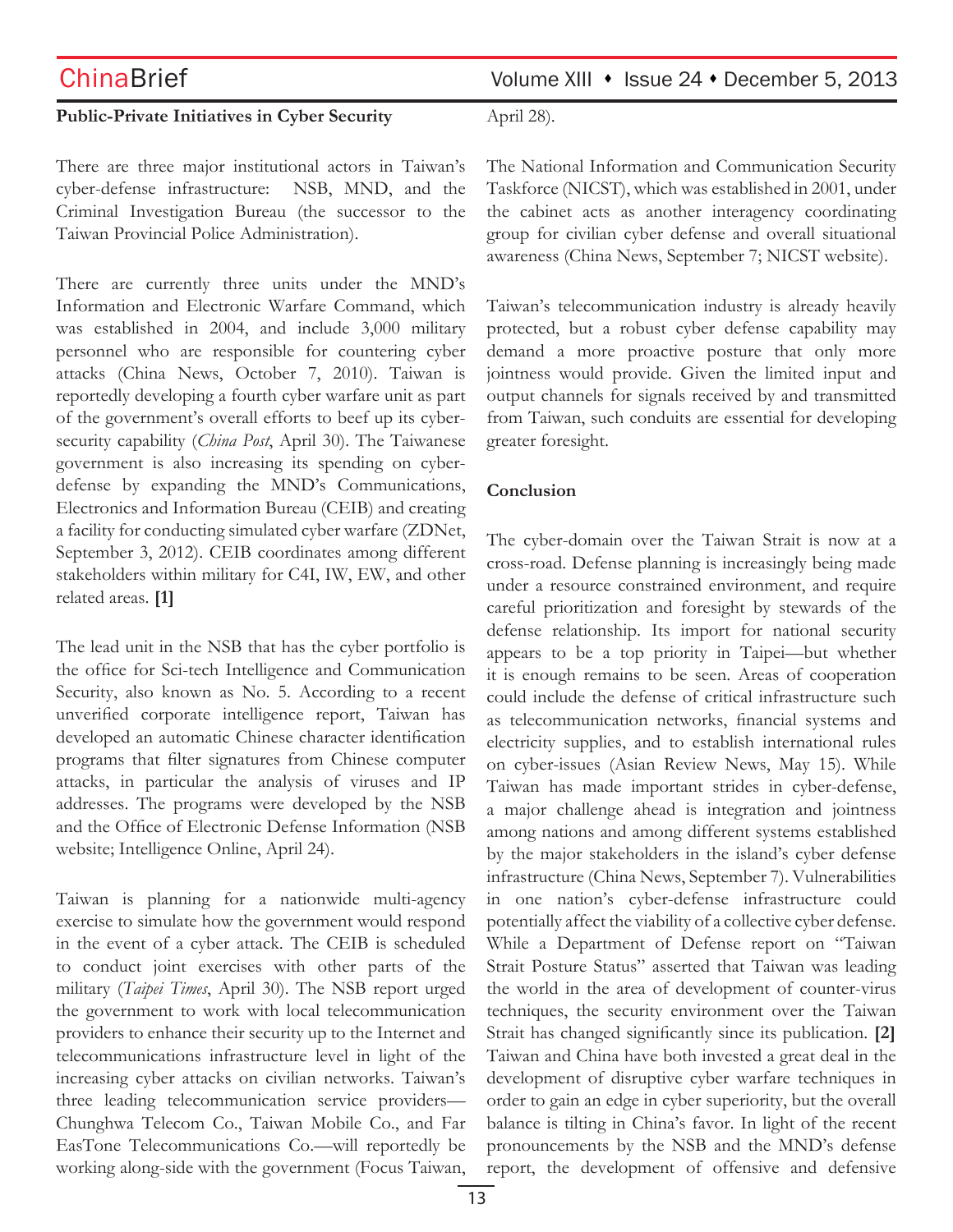**Public-Private Initiatives in Cyber Security**

There are three major institutional actors in Taiwan's cyber-defense infrastructure: NSB, MND, and the Criminal Investigation Bureau (the successor to the Taiwan Provincial Police Administration).

There are currently three units under the MND's Information and Electronic Warfare Command, which was established in 2004, and include 3,000 military personnel who are responsible for countering cyber attacks (China News, October 7, 2010). Taiwan is reportedly developing a fourth cyber warfare unit as part of the government's overall efforts to beef up its cyber-security capability (*China Post*, April 30). The Taiwanese government is also increasing its spending on cyber-defense by expanding the MND's Communications, Electronics and Information Bureau (CEIB) and creating a facility for conducting simulated cyber warfare (ZDNet, September 3, 2012). CEIB coordinates among different stakeholders within military for C4I, IW, EW, and other related areas. **[1]**

The lead unit in the NSB that has the cyber portfolio is the office for Sci-tech Intelligence and Communication Security, also known as No. 5. According to a recent unverified corporate intelligence report, Taiwan has developed an automatic Chinese character identification programs that filter signatures from Chinese computer attacks, in particular the analysis of viruses and IP addresses. The programs were developed by the NSB and the Office of Electronic Defense Information (NSB website; Intelligence Online, April 24).

Taiwan is planning for a nationwide multi-agency exercise to simulate how the government would respond in the event of a cyber attack. The CEIB is scheduled to conduct joint exercises with other parts of the military (*Taipei Times*, April 30). The NSB report urged the government to work with local telecommunication providers to enhance their security up to the Internet and telecommunications infrastructure level in light of the increasing cyber attacks on civilian networks. Taiwan's three leading telecommunication service providers—Chunghwa Telecom Co., Taiwan Mobile Co., and Far EasTone Telecommunications Co.—will reportedly be working along-side with the government (Focus Taiwan, April 28).

The National Information and Communication Security Taskforce (NICST), which was established in 2001, under the cabinet acts as another interagency coordinating group for civilian cyber defense and overall situational awareness (China News, September 7; NICST website).

Taiwan's telecommunication industry is already heavily protected, but a robust cyber defense capability may demand a more proactive posture that only more jointness would provide. Given the limited input and output channels for signals received by and transmitted from Taiwan, such conduits are essential for developing greater foresight.

**Conclusion**

The cyber-domain over the Taiwan Strait is now at a cross-road. Defense planning is increasingly being made under a resource constrained environment, and require careful prioritization and foresight by stewards of the defense relationship. Its import for national security appears to be a top priority in Taipei—but whether it is enough remains to be seen. Areas of cooperation could include the defense of critical infrastructure such as telecommunication networks, financial systems and electricity supplies, and to establish international rules on cyber-issues (Asian Review News, May 15). While Taiwan has made important strides in cyber-defense, a major challenge ahead is integration and jointness among nations and among different systems established by the major stakeholders in the island's cyber defense infrastructure (China News, September 7). Vulnerabilities in one nation's cyber-defense infrastructure could potentially affect the viability of a collective cyber defense. While a Department of Defense report on "Taiwan Strait Posture Status" asserted that Taiwan was leading the world in the area of development of counter-virus techniques, the security environment over the Taiwan Strait has changed significantly since its publication. **[2]** Taiwan and China have both invested a great deal in the development of disruptive cyber warfare techniques in order to gain an edge in cyber superiority, but the overall balance is tilting in China's favor. In light of the recent pronouncements by the NSB and the MND's defense report, the development of offensive and defensive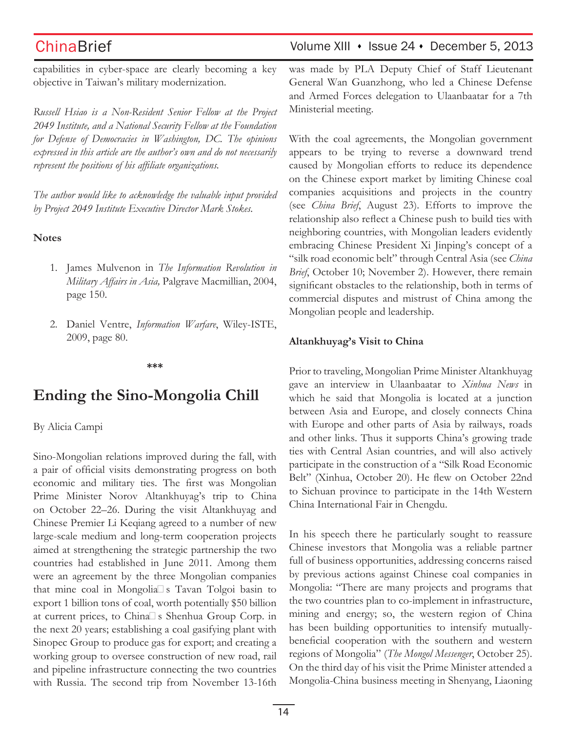capabilities in cyber-space are clearly becoming a key objective in Taiwan's military modernization.

*Russell Hsiao is a Non-Resident Senior Fellow at the Project 2049 Institute, and a National Security Fellow at the Foundation for Defense of Democracies in Washington, DC. The opinions expressed in this article are the author's own and do not necessarily represent the positions of his affiliate organizations.*

*The author would like to acknowledge the valuable input provided by Project 2049 Institute Executive Director Mark Stokes.*

**Notes**

1. James Mulvenon in *The Information Revolution in Military Affairs in Asia,* Palgrave Macmillian, 2004, page 150.

2. Daniel Ventre, *Information Warfare*, Wiley-ISTE, 2009, page 80.

\*\*\*

# Ending the Sino-Mongolia Chill

By Alicia Campi

Sino-Mongolian relations improved during the fall, with a pair of official visits demonstrating progress on both economic and military ties. The first was Mongolian Prime Minister Norov Altankhuyag's trip to China on October 22–26. During the visit Altankhuyag and Chinese Premier Li Keqiang agreed to a number of new large-scale medium and long-term cooperation projects aimed at strengthening the strategic partnership the two countries had established in June 2011. Among them were an agreement by the three Mongolian companies that mine coal in Mongolia□s Tavan Tolgoi basin to export 1 billion tons of coal, worth potentially $50 billion at current prices, to China□s Shenhua Group Corp. in the next 20 years; establishing a coal gasifying plant with Sinopec Group to produce gas for export; and creating a working group to oversee construction of new road, rail and pipeline infrastructure connecting the two countries with Russia. The second trip from November 13-16th was made by PLA Deputy Chief of Staff Lieutenant General Wan Guanzhong, who led a Chinese Defense and Armed Forces delegation to Ulaanbaatar for a 7th Ministerial meeting.

With the coal agreements, the Mongolian government appears to be trying to reverse a downward trend caused by Mongolian efforts to reduce its dependence on the Chinese export market by limiting Chinese coal companies acquisitions and projects in the country (see *China Brief*, August 23). Efforts to improve the relationship also reflect a Chinese push to build ties with neighboring countries, with Mongolian leaders evidently embracing Chinese President Xi Jinping's concept of a "silk road economic belt" through Central Asia (see *China Brief*, October 10; November 2). However, there remain significant obstacles to the relationship, both in terms of commercial disputes and mistrust of China among the Mongolian people and leadership.

**Altankhuyag's Visit to China**

Prior to traveling, Mongolian Prime Minister Altankhuyag gave an interview in Ulaanbaatar to *Xinhua News* in which he said that Mongolia is located at a junction between Asia and Europe, and closely connects China with Europe and other parts of Asia by railways, roads and other links. Thus it supports China's growing trade ties with Central Asian countries, and will also actively participate in the construction of a "Silk Road Economic Belt" (Xinhua, October 20). He flew on October 22nd to Sichuan province to participate in the 14th Western China International Fair in Chengdu.

In his speech there he particularly sought to reassure Chinese investors that Mongolia was a reliable partner full of business opportunities, addressing concerns raised by previous actions against Chinese coal companies in Mongolia: "There are many projects and programs that the two countries plan to co-implement in infrastructure, mining and energy; so, the western region of China has been building opportunities to intensify mutually-beneficial cooperation with the southern and western regions of Mongolia" (*The Mongol Messenger*, October 25). On the third day of his visit the Prime Minister attended a Mongolia-China business meeting in Shenyang, Liaoning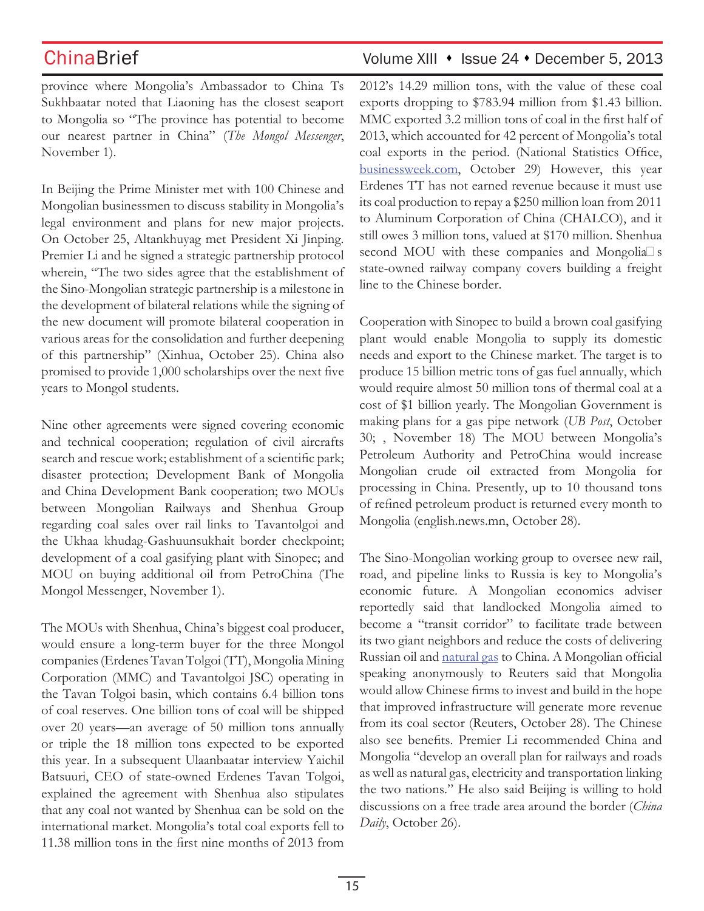province where Mongolia's Ambassador to China Ts Sukhbaatar noted that Liaoning has the closest seaport to Mongolia so "The province has potential to become our nearest partner in China" (*The Mongol Messenger*, November 1).

In Beijing the Prime Minister met with 100 Chinese and Mongolian businessmen to discuss stability in Mongolia's legal environment and plans for new major projects. On October 25, Altankhuyag met President Xi Jinping. Premier Li and he signed a strategic partnership protocol wherein, "The two sides agree that the establishment of the Sino-Mongolian strategic partnership is a milestone in the development of bilateral relations while the signing of the new document will promote bilateral cooperation in various areas for the consolidation and further deepening of this partnership" (Xinhua, October 25). China also promised to provide 1,000 scholarships over the next five years to Mongol students.

Nine other agreements were signed covering economic and technical cooperation; regulation of civil aircrafts search and rescue work; establishment of a scientific park; disaster protection; Development Bank of Mongolia and China Development Bank cooperation; two MOUs between Mongolian Railways and Shenhua Group regarding coal sales over rail links to Tavantolgoi and the Ukhaa khudag-Gashuunsukhait border checkpoint; development of a coal gasifying plant with Sinopec; and MOU on buying additional oil from PetroChina (The Mongol Messenger, November 1).

The MOUs with Shenhua, China's biggest coal producer, would ensure a long-term buyer for the three Mongol companies (Erdenes Tavan Tolgoi (TT), Mongolia Mining Corporation (MMC) and Tavantolgoi JSC) operating in the Tavan Tolgoi basin, which contains 6.4 billion tons of coal reserves. One billion tons of coal will be shipped over 20 years—an average of 50 million tons annually or triple the 18 million tons expected to be exported this year. In a subsequent Ulaanbaatar interview Yaichil Batsuuri, CEO of state-owned Erdenes Tavan Tolgoi, explained the agreement with Shenhua also stipulates that any coal not wanted by Shenhua can be sold on the international market. Mongolia's total coal exports fell to 11.38 million tons in the first nine months of 2013 from 2012's 14.29 million tons, with the value of these coal exports dropping to $783.94 million from $1.43 billion. MMC exported 3.2 million tons of coal in the first half of 2013, which accounted for 42 percent of Mongolia's total coal exports in the period. (National Statistics Office, businessweek.com, October 29) However, this year Erdenes TT has not earned revenue because it must use its coal production to repay a $250 million loan from 2011 to Aluminum Corporation of China (CHALCO), and it still owes 3 million tons, valued at $170 million. Shenhua second MOU with these companies and Mongolia's state-owned railway company covers building a freight line to the Chinese border.

Cooperation with Sinopec to build a brown coal gasifying plant would enable Mongolia to supply its domestic needs and export to the Chinese market. The target is to produce 15 billion metric tons of gas fuel annually, which would require almost 50 million tons of thermal coal at a cost of $1 billion yearly. The Mongolian Government is making plans for a gas pipe network (*UB Post*, October 30; , November 18) The MOU between Mongolia's Petroleum Authority and PetroChina would increase Mongolian crude oil extracted from Mongolia for processing in China. Presently, up to 10 thousand tons of refined petroleum product is returned every month to Mongolia (english.news.mn, October 28).

The Sino-Mongolian working group to oversee new rail, road, and pipeline links to Russia is key to Mongolia's economic future. A Mongolian economics adviser reportedly said that landlocked Mongolia aimed to become a "transit corridor" to facilitate trade between its two giant neighbors and reduce the costs of delivering Russian oil and natural gas to China. A Mongolian official speaking anonymously to Reuters said that Mongolia would allow Chinese firms to invest and build in the hope that improved infrastructure will generate more revenue from its coal sector (Reuters, October 28). The Chinese also see benefits. Premier Li recommended China and Mongolia "develop an overall plan for railways and roads as well as natural gas, electricity and transportation linking the two nations." He also said Beijing is willing to hold discussions on a free trade area around the border (*China Daily*, October 26).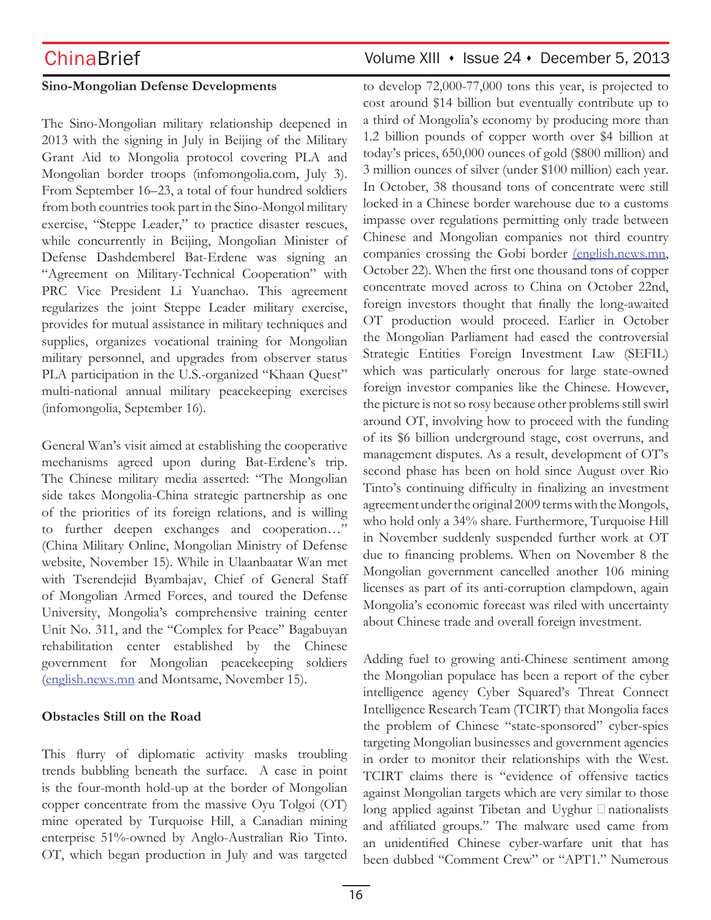**Sino-Mongolian Defense Developments**

The Sino-Mongolian military relationship deepened in 2013 with the signing in July in Beijing of the Military Grant Aid to Mongolia protocol covering PLA and Mongolian border troops (infomongolia.com, July 3). From September 16–23, a total of four hundred soldiers from both countries took part in the Sino-Mongol military exercise, "Steppe Leader," to practice disaster rescues, while concurrently in Beijing, Mongolian Minister of Defense Dashdemberel Bat-Erdene was signing an "Agreement on Military-Technical Cooperation" with PRC Vice President Li Yuanchao. This agreement regularizes the joint Steppe Leader military exercise, provides for mutual assistance in military techniques and supplies, organizes vocational training for Mongolian military personnel, and upgrades from observer status PLA participation in the U.S.-organized "Khaan Quest" multi-national annual military peacekeeping exercises (infomongolia, September 16).

General Wan's visit aimed at establishing the cooperative mechanisms agreed upon during Bat-Erdene's trip. The Chinese military media asserted: "The Mongolian side takes Mongolia-China strategic partnership as one of the priorities of its foreign relations, and is willing to further deepen exchanges and cooperation…" (China Military Online, Mongolian Ministry of Defense website, November 15). While in Ulaanbaatar Wan met with Tserendejid Byambajav, Chief of General Staff of Mongolian Armed Forces, and toured the Defense University, Mongolia's comprehensive training center Unit No. 311, and the "Complex for Peace" Bagabuyan rehabilitation center established by the Chinese government for Mongolian peacekeeping soldiers (english.news.mn and Montsame, November 15).

**Obstacles Still on the Road**

This flurry of diplomatic activity masks troubling trends bubbling beneath the surface. A case in point is the four-month hold-up at the border of Mongolian copper concentrate from the massive Oyu Tolgoi (OT) mine operated by Turquoise Hill, a Canadian mining enterprise 51%-owned by Anglo-Australian Rio Tinto. OT, which began production in July and was targeted to develop 72,000-77,000 tons this year, is projected to cost around $14 billion but eventually contribute up to a third of Mongolia's economy by producing more than 1.2 billion pounds of copper worth over $4 billion at today's prices, 650,000 ounces of gold ($800 million) and 3 million ounces of silver (under $100 million) each year. In October, 38 thousand tons of concentrate were still locked in a Chinese border warehouse due to a customs impasse over regulations permitting only trade between Chinese and Mongolian companies not third country companies crossing the Gobi border (english.news.mn, October 22). When the first one thousand tons of copper concentrate moved across to China on October 22nd, foreign investors thought that finally the long-awaited OT production would proceed. Earlier in October the Mongolian Parliament had eased the controversial Strategic Entities Foreign Investment Law (SEFIL) which was particularly onerous for large state-owned foreign investor companies like the Chinese. However, the picture is not so rosy because other problems still swirl around OT, involving how to proceed with the funding of its $6 billion underground stage, cost overruns, and management disputes. As a result, development of OT's second phase has been on hold since August over Rio Tinto's continuing difficulty in finalizing an investment agreement under the original 2009 terms with the Mongols, who hold only a 34% share. Furthermore, Turquoise Hill in November suddenly suspended further work at OT due to financing problems. When on November 8 the Mongolian government cancelled another 106 mining licenses as part of its anti-corruption clampdown, again Mongolia's economic forecast was riled with uncertainty about Chinese trade and overall foreign investment.

Adding fuel to growing anti-Chinese sentiment among the Mongolian populace has been a report of the cyber intelligence agency Cyber Squared's Threat Connect Intelligence Research Team (TCIRT) that Mongolia faces the problem of Chinese "state-sponsored" cyber-spies targeting Mongolian businesses and government agencies in order to monitor their relationships with the West. TCIRT claims there is "evidence of offensive tactics against Mongolian targets which are very similar to those long applied against Tibetan and Uyghur nationalists and affiliated groups." The malware used came from an unidentified Chinese cyber-warfare unit that has been dubbed "Comment Crew" or "APT1." Numerous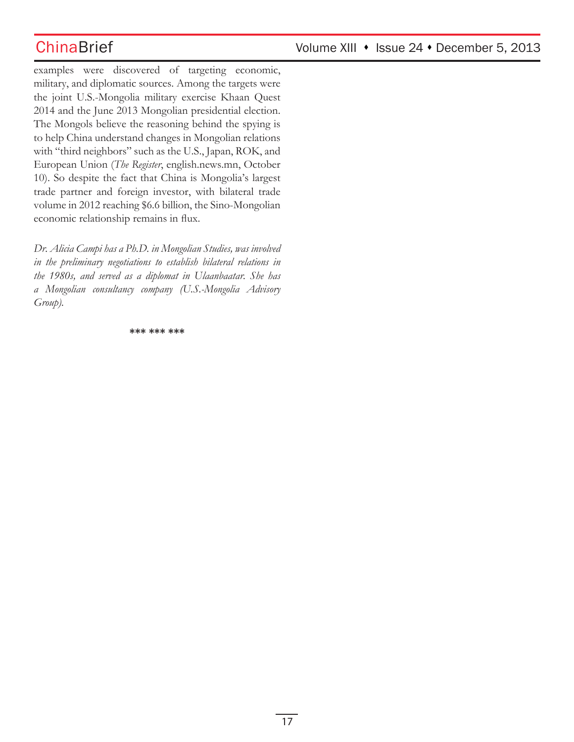examples were discovered of targeting economic, military, and diplomatic sources. Among the targets were the joint U.S.-Mongolia military exercise Khaan Quest 2014 and the June 2013 Mongolian presidential election. The Mongols believe the reasoning behind the spying is to help China understand changes in Mongolian relations with "third neighbors" such as the U.S., Japan, ROK, and European Union (*The Register*, english.news.mn, October 10). So despite the fact that China is Mongolia's largest trade partner and foreign investor, with bilateral trade volume in 2012 reaching $6.6 billion, the Sino-Mongolian economic relationship remains in flux.

*Dr. Alicia Campi has a Ph.D. in Mongolian Studies, was involved in the preliminary negotiations to establish bilateral relations in the 1980s, and served as a diplomat in Ulaanbaatar. She has a Mongolian consultancy company (U.S.-Mongolia Advisory Group).*

*** *** ***